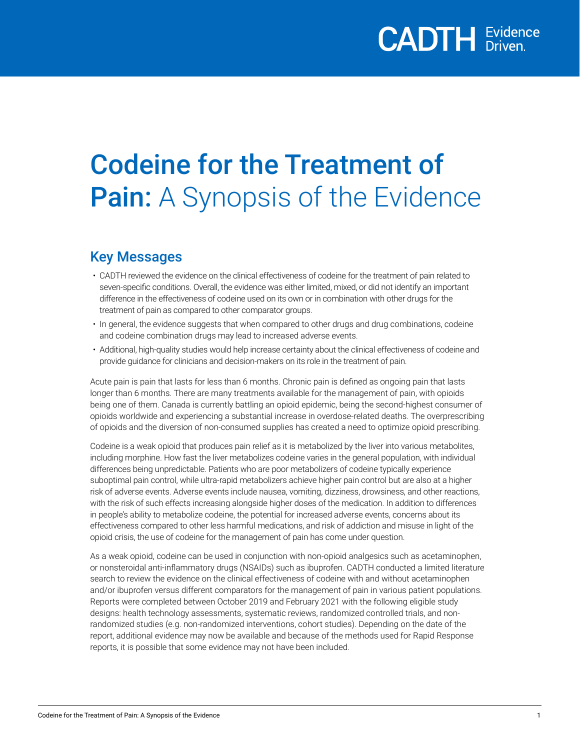# Codeine for the Treatment of Pain: A Synopsis of the Evidence

## Key Messages

- CADTH reviewed the evidence on the clinical effectiveness of codeine for the treatment of pain related to seven-specific conditions. Overall, the evidence was either limited, mixed, or did not identify an important difference in the effectiveness of codeine used on its own or in combination with other drugs for the treatment of pain as compared to other comparator groups.
- In general, the evidence suggests that when compared to other drugs and drug combinations, codeine and codeine combination drugs may lead to increased adverse events.
- Additional, high-quality studies would help increase certainty about the clinical effectiveness of codeine and provide guidance for clinicians and decision-makers on its role in the treatment of pain.

Acute pain is pain that lasts for less than 6 months. Chronic pain is defined as ongoing pain that lasts longer than 6 months. There are many treatments available for the management of pain, with opioids being one of them. Canada is currently battling an opioid epidemic, being the second-highest consumer of opioids worldwide and experiencing a substantial increase in overdose-related deaths. The overprescribing of opioids and the diversion of non-consumed supplies has created a need to optimize opioid prescribing.

Codeine is a weak opioid that produces pain relief as it is metabolized by the liver into various metabolites, including morphine. How fast the liver metabolizes codeine varies in the general population, with individual differences being unpredictable. Patients who are poor metabolizers of codeine typically experience suboptimal pain control, while ultra-rapid metabolizers achieve higher pain control but are also at a higher risk of adverse events. Adverse events include nausea, vomiting, dizziness, drowsiness, and other reactions, with the risk of such effects increasing alongside higher doses of the medication. In addition to differences in people's ability to metabolize codeine, the potential for increased adverse events, concerns about its effectiveness compared to other less harmful medications, and risk of addiction and misuse in light of the opioid crisis, the use of codeine for the management of pain has come under question.

As a weak opioid, codeine can be used in conjunction with non-opioid analgesics such as acetaminophen, or nonsteroidal anti-inflammatory drugs (NSAIDs) such as ibuprofen. CADTH conducted a limited literature search to review the evidence on the clinical effectiveness of codeine with and without acetaminophen and/or ibuprofen versus different comparators for the management of pain in various patient populations. Reports were completed between October 2019 and February 2021 with the following eligible study designs: health technology assessments, systematic reviews, randomized controlled trials, and non-randomized studies (e.g. non-randomized interventions, cohort studies). Depending on the date of the report, additional evidence may now be available and because of the methods used for Rapid Response reports, it is possible that some evidence may not have been included.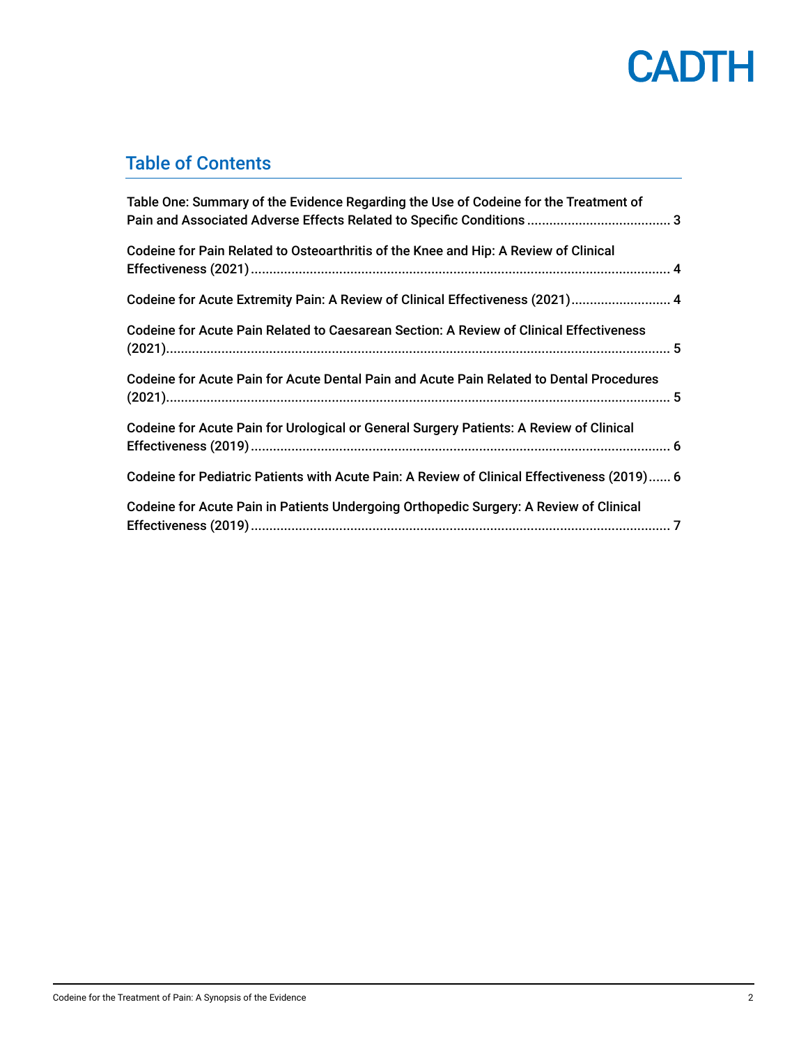## Table of Contents

Table One: Summary of the Evidence Regarding the Use of Codeine for the Treatment of Pain and Associated Adverse Effects Related to Specific Conditions ....... 3

Codeine for Pain Related to Osteoarthritis of the Knee and Hip: A Review of Clinical Effectiveness (2021) ....... 4

Codeine for Acute Extremity Pain: A Review of Clinical Effectiveness (2021) ....... 4

Codeine for Acute Pain Related to Caesarean Section: A Review of Clinical Effectiveness (2021) ....... 5

Codeine for Acute Pain for Acute Dental Pain and Acute Pain Related to Dental Procedures (2021) ....... 5

Codeine for Acute Pain for Urological or General Surgery Patients: A Review of Clinical Effectiveness (2019) ....... 6

Codeine for Pediatric Patients with Acute Pain: A Review of Clinical Effectiveness (2019) ....... 6

Codeine for Acute Pain in Patients Undergoing Orthopedic Surgery: A Review of Clinical Effectiveness (2019) ....... 7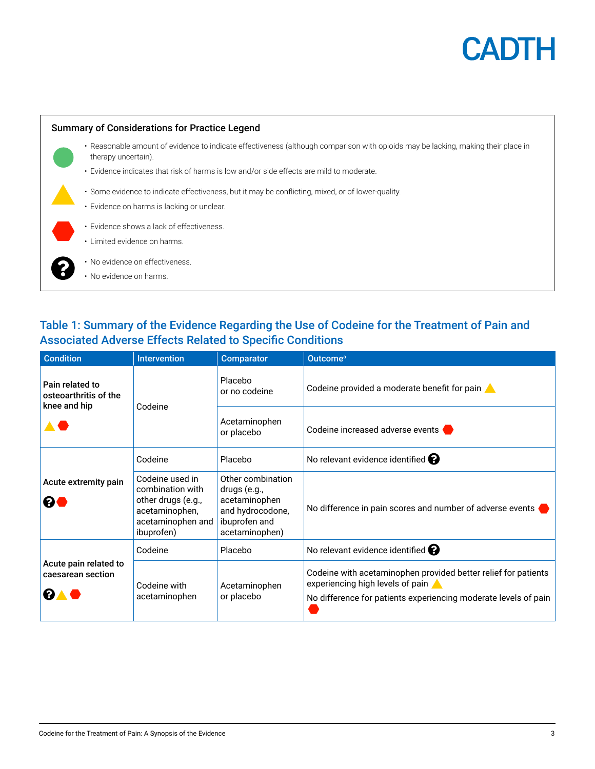### Summary of Considerations for Practice Legend

🟢
- Reasonable amount of evidence to indicate effectiveness (although comparison with opioids may be lacking, making their place in therapy uncertain).
- Evidence indicates that risk of harms is low and/or side effects are mild to moderate.

🔺 (yellow triangle)
- Some evidence to indicate effectiveness, but it may be conflicting, mixed, or of lower-quality.
- Evidence on harms is lacking or unclear.

🛑 (red hexagon)
- Evidence shows a lack of effectiveness.
- Limited evidence on harms.

❓
- No evidence on effectiveness.
- No evidence on harms.

## Table 1: Summary of the Evidence Regarding the Use of Codeine for the Treatment of Pain and Associated Adverse Effects Related to Specific Conditions

| Condition | Intervention | Comparator | Outcome[a] |
|---|---|---|---|
| Pain related to osteoarthritis of the knee and hip 🔺🛑 | Codeine | Placebo or no codeine | Codeine provided a moderate benefit for pain 🔺 |
| | | Acetaminophen or placebo | Codeine increased adverse events 🛑 |
| Acute extremity pain ❓🛑 | Codeine | Placebo | No relevant evidence identified ❓ |
| | Codeine used in combination with other drugs (e.g., acetaminophen, acetaminophen and ibuprofen) | Other combination drugs (e.g., acetaminophen and hydrocodone, ibuprofen and acetaminophen) | No difference in pain scores and number of adverse events 🛑 |
| Acute pain related to caesarean section ❓🔺🛑 | Codeine | Placebo | No relevant evidence identified ❓ |
| | Codeine with acetaminophen | Acetaminophen or placebo | Codeine with acetaminophen provided better relief for patients experiencing high levels of pain 🔺<br>No difference for patients experiencing moderate levels of pain 🛑 |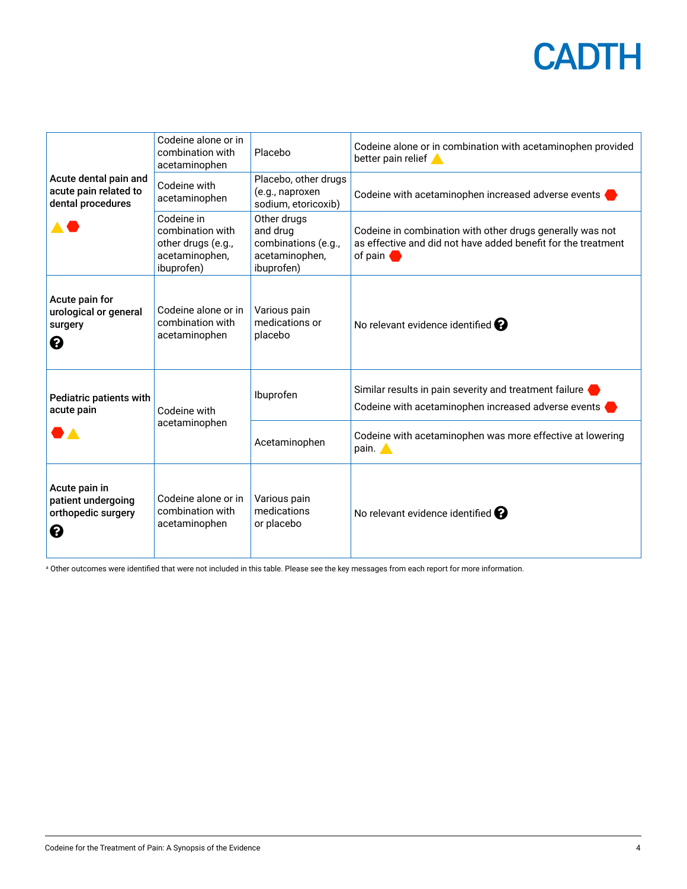| | | | |
|---|---|---|---|
| **Acute dental pain and acute pain related to dental procedures** ▲ ⬣ | Codeine alone or in combination with acetaminophen | Placebo | Codeine alone or in combination with acetaminophen provided better pain relief ▲ |
| | Codeine with acetaminophen | Placebo, other drugs (e.g., naproxen sodium, etoricoxib) | Codeine with acetaminophen increased adverse events ⬣ |
| | Codeine in combination with other drugs (e.g., acetaminophen, ibuprofen) | Other drugs and drug combinations (e.g., acetaminophen, ibuprofen) | Codeine in combination with other drugs generally was not as effective and did not have added benefit for the treatment of pain ⬣ |
| **Acute pain for urological or general surgery** ? | Codeine alone or in combination with acetaminophen | Various pain medications or placebo | No relevant evidence identified ? |
| **Pediatric patients with acute pain** ⬣ ▲ | Codeine with acetaminophen | Ibuprofen | Similar results in pain severity and treatment failure ⬣<br>Codeine with acetaminophen increased adverse events ⬣ |
| | | Acetaminophen | Codeine with acetaminophen was more effective at lowering pain. ▲ |
| **Acute pain in patient undergoing orthopedic surgery** ? | Codeine alone or in combination with acetaminophen | Various pain medications or placebo | No relevant evidence identified ? |

[a] Other outcomes were identified that were not included in this table. Please see the key messages from each report for more information.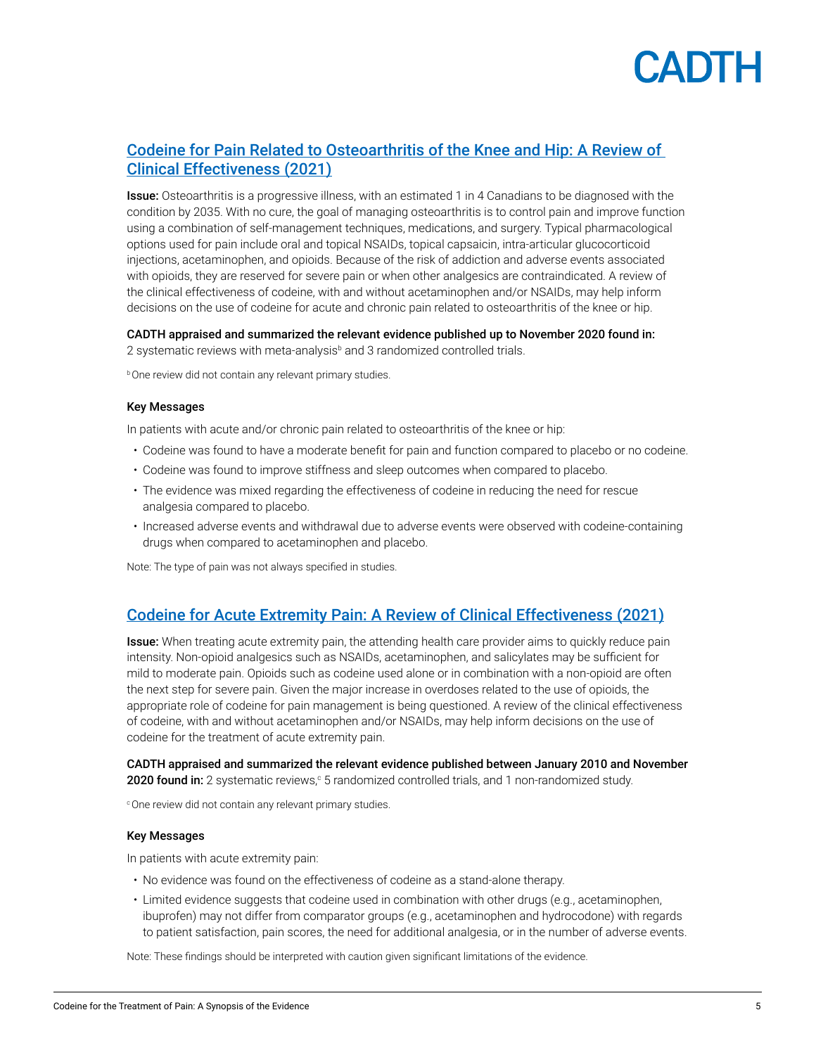## [Codeine for Pain Related to Osteoarthritis of the Knee and Hip: A Review of Clinical Effectiveness (2021)]

**Issue:** Osteoarthritis is a progressive illness, with an estimated 1 in 4 Canadians to be diagnosed with the condition by 2035. With no cure, the goal of managing osteoarthritis is to control pain and improve function using a combination of self-management techniques, medications, and surgery. Typical pharmacological options used for pain include oral and topical NSAIDs, topical capsaicin, intra-articular glucocorticoid injections, acetaminophen, and opioids. Because of the risk of addiction and adverse events associated with opioids, they are reserved for severe pain or when other analgesics are contraindicated. A review of the clinical effectiveness of codeine, with and without acetaminophen and/or NSAIDs, may help inform decisions on the use of codeine for acute and chronic pain related to osteoarthritis of the knee or hip.

**CADTH appraised and summarized the relevant evidence published up to November 2020 found in:** 2 systematic reviews with meta-analysis[b] and 3 randomized controlled trials.

[b] One review did not contain any relevant primary studies.

### Key Messages

In patients with acute and/or chronic pain related to osteoarthritis of the knee or hip:

- Codeine was found to have a moderate benefit for pain and function compared to placebo or no codeine.
- Codeine was found to improve stiffness and sleep outcomes when compared to placebo.
- The evidence was mixed regarding the effectiveness of codeine in reducing the need for rescue analgesia compared to placebo.
- Increased adverse events and withdrawal due to adverse events were observed with codeine-containing drugs when compared to acetaminophen and placebo.

Note: The type of pain was not always specified in studies.

## [Codeine for Acute Extremity Pain: A Review of Clinical Effectiveness (2021)]

**Issue:** When treating acute extremity pain, the attending health care provider aims to quickly reduce pain intensity. Non-opioid analgesics such as NSAIDs, acetaminophen, and salicylates may be sufficient for mild to moderate pain. Opioids such as codeine used alone or in combination with a non-opioid are often the next step for severe pain. Given the major increase in overdoses related to the use of opioids, the appropriate role of codeine for pain management is being questioned. A review of the clinical effectiveness of codeine, with and without acetaminophen and/or NSAIDs, may help inform decisions on the use of codeine for the treatment of acute extremity pain.

**CADTH appraised and summarized the relevant evidence published between January 2010 and November 2020 found in:** 2 systematic reviews,[c] 5 randomized controlled trials, and 1 non-randomized study.

[c] One review did not contain any relevant primary studies.

### Key Messages

In patients with acute extremity pain:

- No evidence was found on the effectiveness of codeine as a stand-alone therapy.
- Limited evidence suggests that codeine used in combination with other drugs (e.g., acetaminophen, ibuprofen) may not differ from comparator groups (e.g., acetaminophen and hydrocodone) with regards to patient satisfaction, pain scores, the need for additional analgesia, or in the number of adverse events.

Note: These findings should be interpreted with caution given significant limitations of the evidence.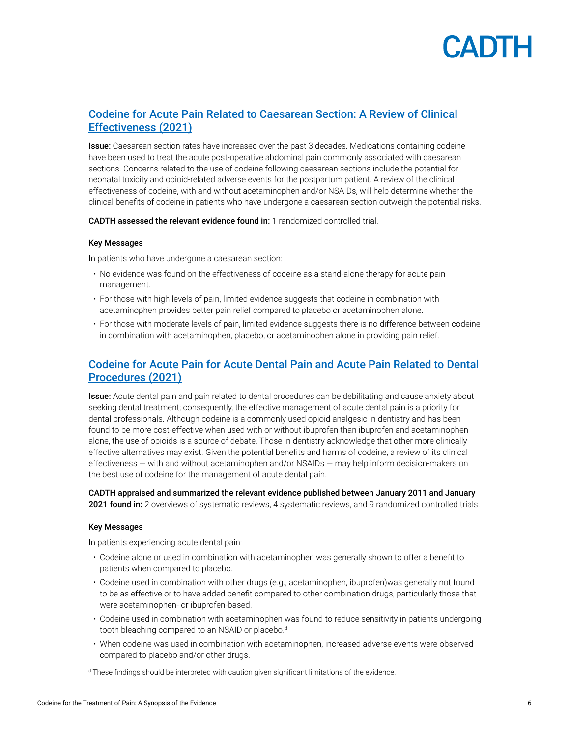## [Codeine for Acute Pain Related to Caesarean Section: A Review of Clinical Effectiveness (2021)]

**Issue:** Caesarean section rates have increased over the past 3 decades. Medications containing codeine have been used to treat the acute post-operative abdominal pain commonly associated with caesarean sections. Concerns related to the use of codeine following caesarean sections include the potential for neonatal toxicity and opioid-related adverse events for the postpartum patient. A review of the clinical effectiveness of codeine, with and without acetaminophen and/or NSAIDs, will help determine whether the clinical benefits of codeine in patients who have undergone a caesarean section outweigh the potential risks.

**CADTH assessed the relevant evidence found in:** 1 randomized controlled trial.

### Key Messages

In patients who have undergone a caesarean section:

- No evidence was found on the effectiveness of codeine as a stand-alone therapy for acute pain management.
- For those with high levels of pain, limited evidence suggests that codeine in combination with acetaminophen provides better pain relief compared to placebo or acetaminophen alone.
- For those with moderate levels of pain, limited evidence suggests there is no difference between codeine in combination with acetaminophen, placebo, or acetaminophen alone in providing pain relief.

## [Codeine for Acute Pain for Acute Dental Pain and Acute Pain Related to Dental Procedures (2021)]

**Issue:** Acute dental pain and pain related to dental procedures can be debilitating and cause anxiety about seeking dental treatment; consequently, the effective management of acute dental pain is a priority for dental professionals. Although codeine is a commonly used opioid analgesic in dentistry and has been found to be more cost-effective when used with or without ibuprofen than ibuprofen and acetaminophen alone, the use of opioids is a source of debate. Those in dentistry acknowledge that other more clinically effective alternatives may exist. Given the potential benefits and harms of codeine, a review of its clinical effectiveness — with and without acetaminophen and/or NSAIDs — may help inform decision-makers on the best use of codeine for the management of acute dental pain.

**CADTH appraised and summarized the relevant evidence published between January 2011 and January 2021 found in:** 2 overviews of systematic reviews, 4 systematic reviews, and 9 randomized controlled trials.

### Key Messages

In patients experiencing acute dental pain:

- Codeine alone or used in combination with acetaminophen was generally shown to offer a benefit to patients when compared to placebo.
- Codeine used in combination with other drugs (e.g., acetaminophen, ibuprofen)was generally not found to be as effective or to have added benefit compared to other combination drugs, particularly those that were acetaminophen- or ibuprofen-based.
- Codeine used in combination with acetaminophen was found to reduce sensitivity in patients undergoing tooth bleaching compared to an NSAID or placebo.[d]
- When codeine was used in combination with acetaminophen, increased adverse events were observed compared to placebo and/or other drugs.

[d] These findings should be interpreted with caution given significant limitations of the evidence.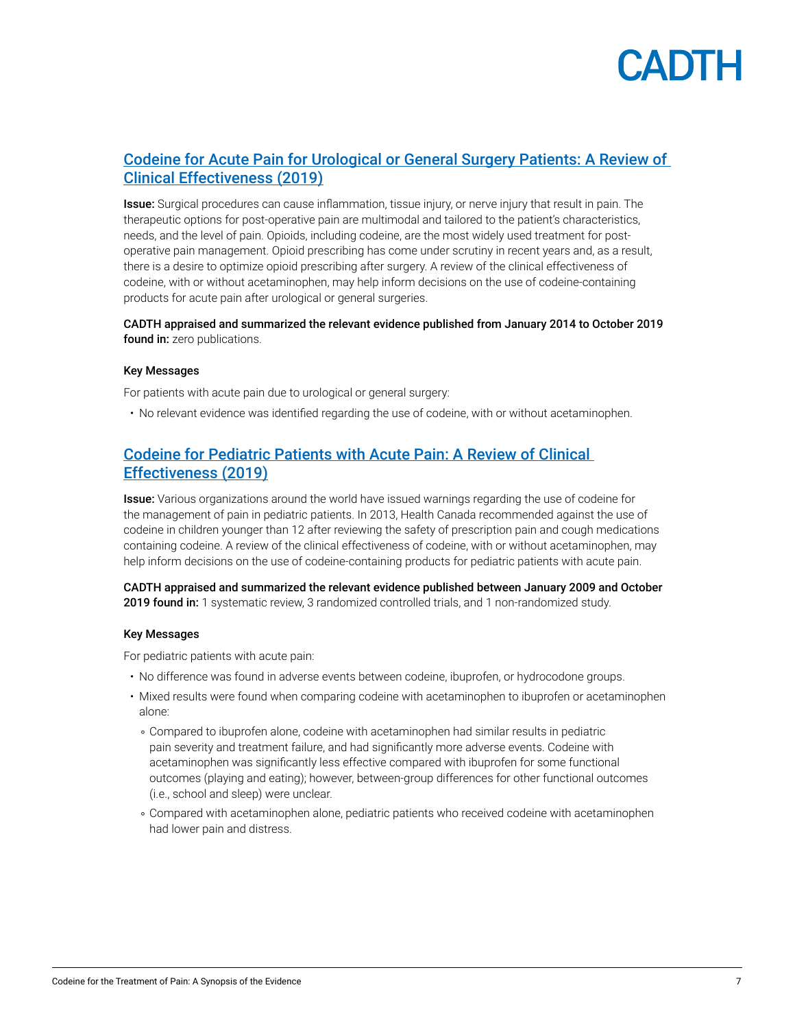## [Codeine for Acute Pain for Urological or General Surgery Patients: A Review of Clinical Effectiveness (2019)]

**Issue:** Surgical procedures can cause inflammation, tissue injury, or nerve injury that result in pain. The therapeutic options for post-operative pain are multimodal and tailored to the patient's characteristics, needs, and the level of pain. Opioids, including codeine, are the most widely used treatment for post-operative pain management. Opioid prescribing has come under scrutiny in recent years and, as a result, there is a desire to optimize opioid prescribing after surgery. A review of the clinical effectiveness of codeine, with or without acetaminophen, may help inform decisions on the use of codeine-containing products for acute pain after urological or general surgeries.

**CADTH appraised and summarized the relevant evidence published from January 2014 to October 2019 found in:** zero publications.

#### Key Messages

For patients with acute pain due to urological or general surgery:

- No relevant evidence was identified regarding the use of codeine, with or without acetaminophen.

## [Codeine for Pediatric Patients with Acute Pain: A Review of Clinical Effectiveness (2019)]

**Issue:** Various organizations around the world have issued warnings regarding the use of codeine for the management of pain in pediatric patients. In 2013, Health Canada recommended against the use of codeine in children younger than 12 after reviewing the safety of prescription pain and cough medications containing codeine. A review of the clinical effectiveness of codeine, with or without acetaminophen, may help inform decisions on the use of codeine-containing products for pediatric patients with acute pain.

**CADTH appraised and summarized the relevant evidence published between January 2009 and October 2019 found in:** 1 systematic review, 3 randomized controlled trials, and 1 non-randomized study.

#### Key Messages

For pediatric patients with acute pain:

- No difference was found in adverse events between codeine, ibuprofen, or hydrocodone groups.
- Mixed results were found when comparing codeine with acetaminophen to ibuprofen or acetaminophen alone:
  - Compared to ibuprofen alone, codeine with acetaminophen had similar results in pediatric pain severity and treatment failure, and had significantly more adverse events. Codeine with acetaminophen was significantly less effective compared with ibuprofen for some functional outcomes (playing and eating); however, between-group differences for other functional outcomes (i.e., school and sleep) were unclear.
  - Compared with acetaminophen alone, pediatric patients who received codeine with acetaminophen had lower pain and distress.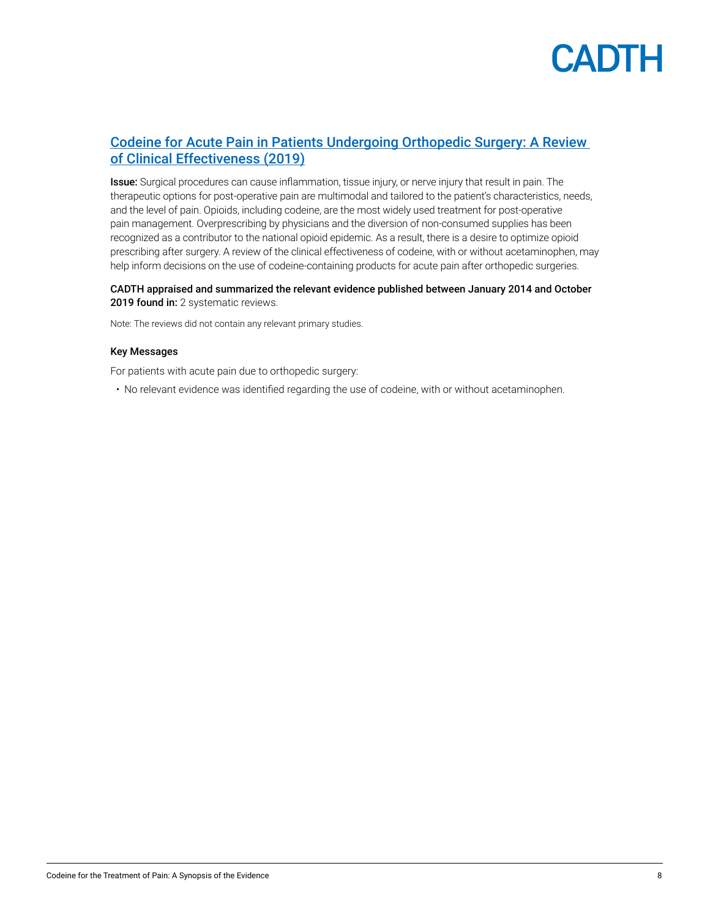## [Codeine for Acute Pain in Patients Undergoing Orthopedic Surgery: A Review of Clinical Effectiveness (2019)]

**Issue:** Surgical procedures can cause inflammation, tissue injury, or nerve injury that result in pain. The therapeutic options for post-operative pain are multimodal and tailored to the patient's characteristics, needs, and the level of pain. Opioids, including codeine, are the most widely used treatment for post-operative pain management. Overprescribing by physicians and the diversion of non-consumed supplies has been recognized as a contributor to the national opioid epidemic. As a result, there is a desire to optimize opioid prescribing after surgery. A review of the clinical effectiveness of codeine, with or without acetaminophen, may help inform decisions on the use of codeine-containing products for acute pain after orthopedic surgeries.

**CADTH appraised and summarized the relevant evidence published between January 2014 and October 2019 found in:** 2 systematic reviews.

Note: The reviews did not contain any relevant primary studies.

**Key Messages**

For patients with acute pain due to orthopedic surgery:

- No relevant evidence was identified regarding the use of codeine, with or without acetaminophen.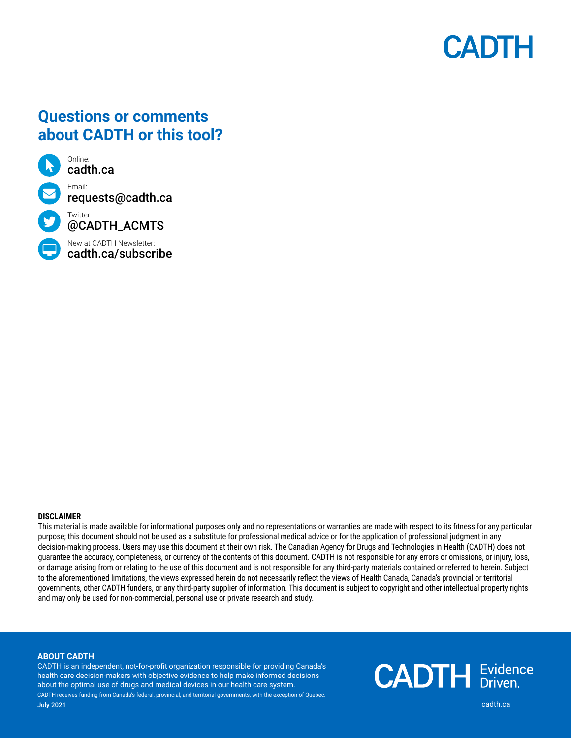CADTH

## Questions or comments about CADTH or this tool?

Online:
**cadth.ca**

Email:
**requests@cadth.ca**

Twitter:
**@CADTH_ACMTS**

New at CADTH Newsletter:
**cadth.ca/subscribe**

**DISCLAIMER**

This material is made available for informational purposes only and no representations or warranties are made with respect to its fitness for any particular purpose; this document should not be used as a substitute for professional medical advice or for the application of professional judgment in any decision-making process. Users may use this document at their own risk. The Canadian Agency for Drugs and Technologies in Health (CADTH) does not guarantee the accuracy, completeness, or currency of the contents of this document. CADTH is not responsible for any errors or omissions, or injury, loss, or damage arising from or relating to the use of this document and is not responsible for any third-party materials contained or referred to herein. Subject to the aforementioned limitations, the views expressed herein do not necessarily reflect the views of Health Canada, Canada's provincial or territorial governments, other CADTH funders, or any third-party supplier of information. This document is subject to copyright and other intellectual property rights and may only be used for non-commercial, personal use or private research and study.

**ABOUT CADTH**

CADTH is an independent, not-for-profit organization responsible for providing Canada's health care decision-makers with objective evidence to help make informed decisions about the optimal use of drugs and medical devices in our health care system.

CADTH receives funding from Canada's federal, provincial, and territorial governments, with the exception of Quebec.

**July 2021**

CADTH Evidence Driven.

cadth.ca